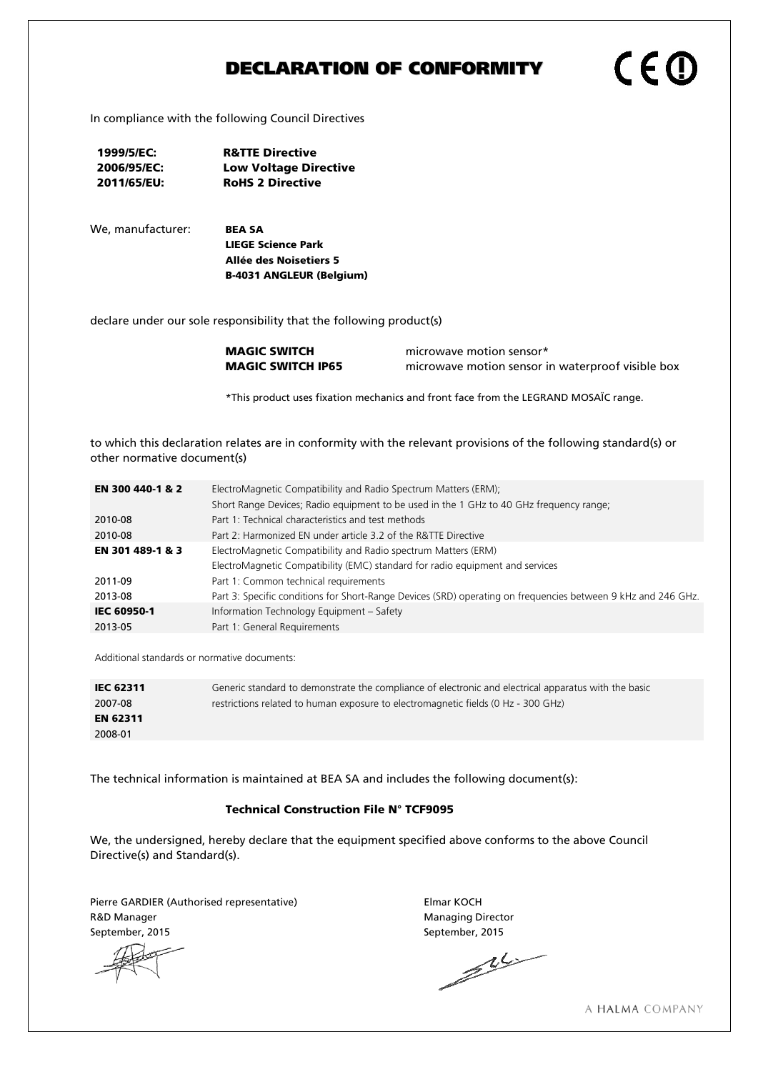# DECLARATION OF CONFORMITY

In compliance with the following Council Directives

| | |
|---|---|
| **1999/5/EC:** | **R&TTE Directive** |
| **2006/95/EC:** | **Low Voltage Directive** |
| **2011/65/EU:** | **RoHS 2 Directive** |

We, manufacturer: **BEA SA**
**LIEGE Science Park**
**Allée des Noisetiers 5**
**B-4031 ANGLEUR (Belgium)**

declare under our sole responsibility that the following product(s)

| | |
|---|---|
| **MAGIC SWITCH** | microwave motion sensor* |
| **MAGIC SWITCH IP65** | microwave motion sensor in waterproof visible box |

*This product uses fixation mechanics and front face from the LEGRAND MOSAÏC range.

to which this declaration relates are in conformity with the relevant provisions of the following standard(s) or other normative document(s)

| | |
|---|---|
| **EN 300 440-1 & 2** | ElectroMagnetic Compatibility and Radio Spectrum Matters (ERM); Short Range Devices; Radio equipment to be used in the 1 GHz to 40 GHz frequency range; |
| 2010-08 | Part 1: Technical characteristics and test methods |
| 2010-08 | Part 2: Harmonized EN under article 3.2 of the R&TTE Directive |
| **EN 301 489-1 & 3** | ElectroMagnetic Compatibility and Radio spectrum Matters (ERM) ElectroMagnetic Compatibility (EMC) standard for radio equipment and services |
| 2011-09 | Part 1: Common technical requirements |
| 2013-08 | Part 3: Specific conditions for Short-Range Devices (SRD) operating on frequencies between 9 kHz and 246 GHz. |
| **IEC 60950-1** | Information Technology Equipment – Safety |
| 2013-05 | Part 1: General Requirements |

Additional standards or normative documents:

| | |
|---|---|
| **IEC 62311** | Generic standard to demonstrate the compliance of electronic and electrical apparatus with the basic |
| 2007-08 | restrictions related to human exposure to electromagnetic fields (0 Hz - 300 GHz) |
| **EN 62311** | |
| 2008-01 | |

The technical information is maintained at BEA SA and includes the following document(s):

**Technical Construction File N° TCF9095**

We, the undersigned, hereby declare that the equipment specified above conforms to the above Council Directive(s) and Standard(s).

Pierre GARDIER (Authorised representative)
R&D Manager
September, 2015

Elmar KOCH
Managing Director
September, 2015

A HALMA COMPANY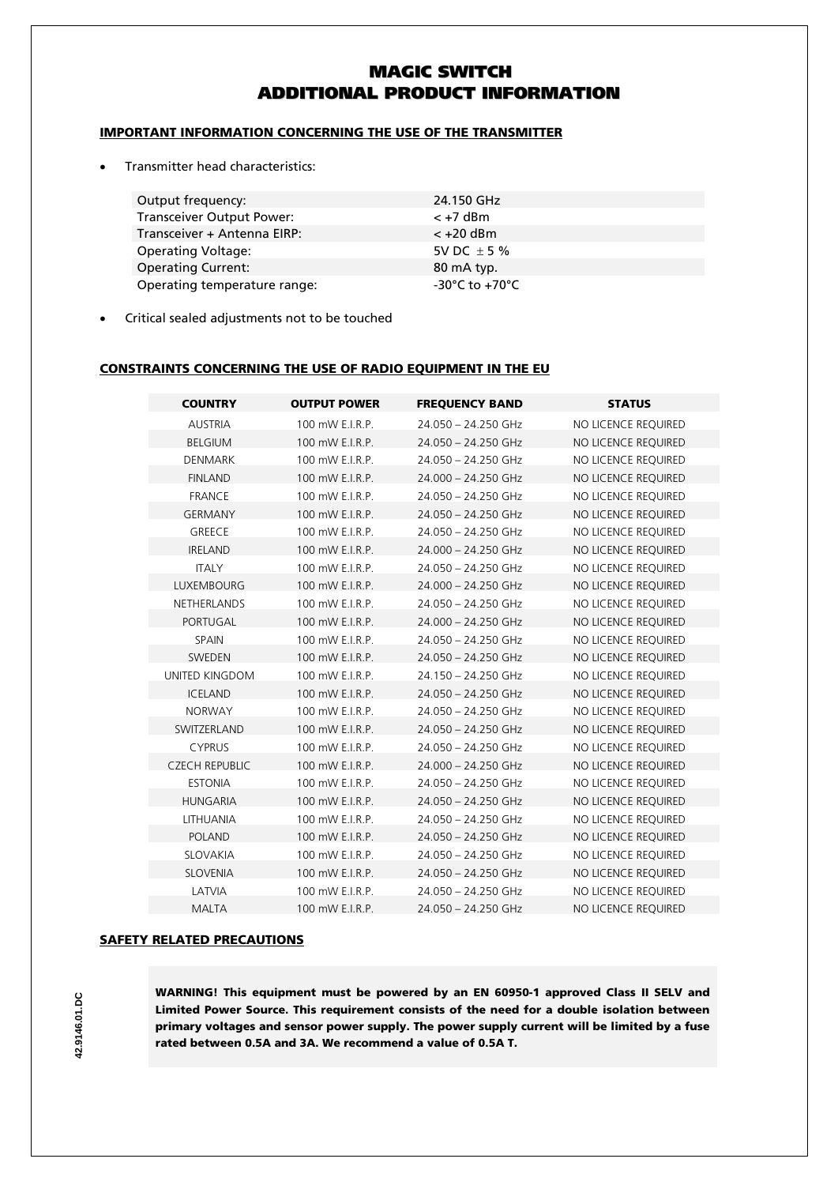# MAGIC SWITCH
# ADDITIONAL PRODUCT INFORMATION

## IMPORTANT INFORMATION CONCERNING THE USE OF THE TRANSMITTER

- Transmitter head characteristics:

| | |
|---|---|
| Output frequency: | 24.150 GHz |
| Transceiver Output Power: | < +7 dBm |
| Transceiver + Antenna EIRP: | < +20 dBm |
| Operating Voltage: | 5V DC ± 5 % |
| Operating Current: | 80 mA typ. |
| Operating temperature range: | -30°C to +70°C |

- Critical sealed adjustments not to be touched

## CONSTRAINTS CONCERNING THE USE OF RADIO EQUIPMENT IN THE EU

| COUNTRY | OUTPUT POWER | FREQUENCY BAND | STATUS |
|---|---|---|---|
| AUSTRIA | 100 mW E.I.R.P. | 24.050 – 24.250 GHz | NO LICENCE REQUIRED |
| BELGIUM | 100 mW E.I.R.P. | 24.050 – 24.250 GHz | NO LICENCE REQUIRED |
| DENMARK | 100 mW E.I.R.P. | 24.050 – 24.250 GHz | NO LICENCE REQUIRED |
| FINLAND | 100 mW E.I.R.P. | 24.000 – 24.250 GHz | NO LICENCE REQUIRED |
| FRANCE | 100 mW E.I.R.P. | 24.050 – 24.250 GHz | NO LICENCE REQUIRED |
| GERMANY | 100 mW E.I.R.P. | 24.050 – 24.250 GHz | NO LICENCE REQUIRED |
| GREECE | 100 mW E.I.R.P. | 24.050 – 24.250 GHz | NO LICENCE REQUIRED |
| IRELAND | 100 mW E.I.R.P. | 24.000 – 24.250 GHz | NO LICENCE REQUIRED |
| ITALY | 100 mW E.I.R.P. | 24.050 – 24.250 GHz | NO LICENCE REQUIRED |
| LUXEMBOURG | 100 mW E.I.R.P. | 24.000 – 24.250 GHz | NO LICENCE REQUIRED |
| NETHERLANDS | 100 mW E.I.R.P. | 24.050 – 24.250 GHz | NO LICENCE REQUIRED |
| PORTUGAL | 100 mW E.I.R.P. | 24.000 – 24.250 GHz | NO LICENCE REQUIRED |
| SPAIN | 100 mW E.I.R.P. | 24.050 – 24.250 GHz | NO LICENCE REQUIRED |
| SWEDEN | 100 mW E.I.R.P. | 24.050 – 24.250 GHz | NO LICENCE REQUIRED |
| UNITED KINGDOM | 100 mW E.I.R.P. | 24.150 – 24.250 GHz | NO LICENCE REQUIRED |
| ICELAND | 100 mW E.I.R.P. | 24.050 – 24.250 GHz | NO LICENCE REQUIRED |
| NORWAY | 100 mW E.I.R.P. | 24.050 – 24.250 GHz | NO LICENCE REQUIRED |
| SWITZERLAND | 100 mW E.I.R.P. | 24.050 – 24.250 GHz | NO LICENCE REQUIRED |
| CYPRUS | 100 mW E.I.R.P. | 24.050 – 24.250 GHz | NO LICENCE REQUIRED |
| CZECH REPUBLIC | 100 mW E.I.R.P. | 24.000 – 24.250 GHz | NO LICENCE REQUIRED |
| ESTONIA | 100 mW E.I.R.P. | 24.050 – 24.250 GHz | NO LICENCE REQUIRED |
| HUNGARIA | 100 mW E.I.R.P. | 24.050 – 24.250 GHz | NO LICENCE REQUIRED |
| LITHUANIA | 100 mW E.I.R.P. | 24.050 – 24.250 GHz | NO LICENCE REQUIRED |
| POLAND | 100 mW E.I.R.P. | 24.050 – 24.250 GHz | NO LICENCE REQUIRED |
| SLOVAKIA | 100 mW E.I.R.P. | 24.050 – 24.250 GHz | NO LICENCE REQUIRED |
| SLOVENIA | 100 mW E.I.R.P. | 24.050 – 24.250 GHz | NO LICENCE REQUIRED |
| LATVIA | 100 mW E.I.R.P. | 24.050 – 24.250 GHz | NO LICENCE REQUIRED |
| MALTA | 100 mW E.I.R.P. | 24.050 – 24.250 GHz | NO LICENCE REQUIRED |

## SAFETY RELATED PRECAUTIONS

**WARNING! This equipment must be powered by an EN 60950-1 approved Class II SELV and Limited Power Source. This requirement consists of the need for a double isolation between primary voltages and sensor power supply. The power supply current will be limited by a fuse rated between 0.5A and 3A. We recommend a value of 0.5A T.**

42.9146.01.DC